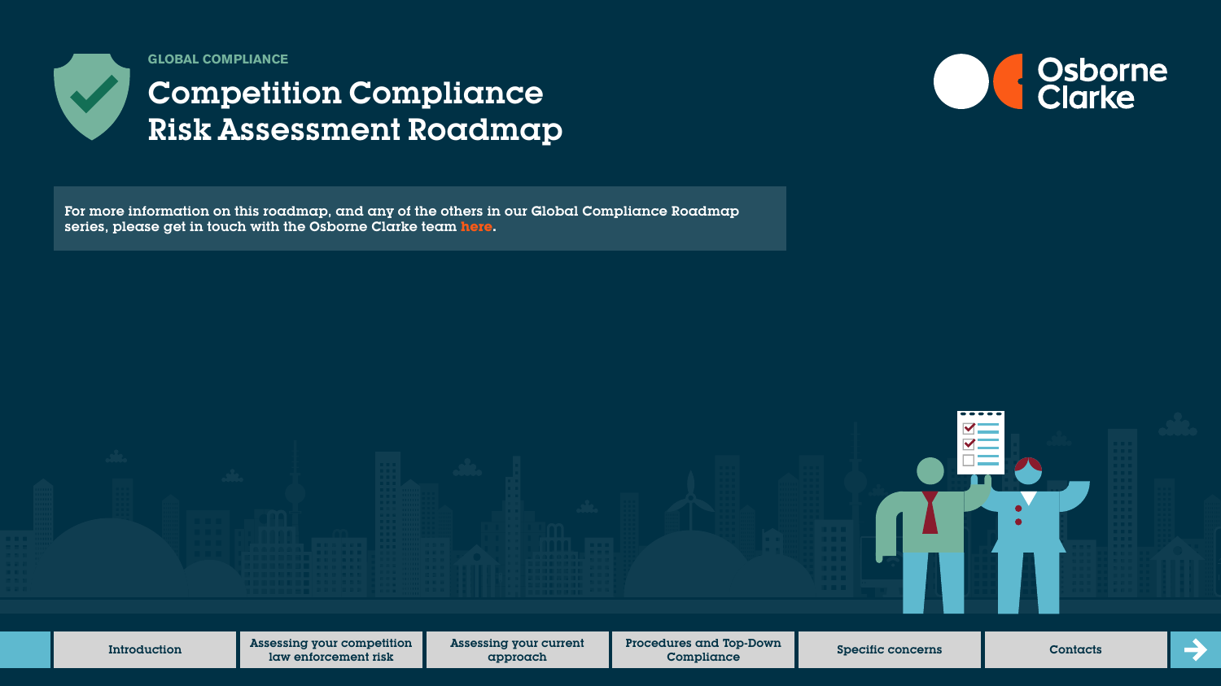GLOBAL COMPLIANCE

# Competition Compliance Risk Assessment Roadmap

Osborne Clarke

For more information on this roadmap, and any of the others in our Global Compliance Roadmap series, please get in touch with the Osborne Clarke team here.

Introduction | Assessing your competition law enforcement risk | Assessing your current approach | Procedures and Top-Down Compliance | Specific concerns | Contacts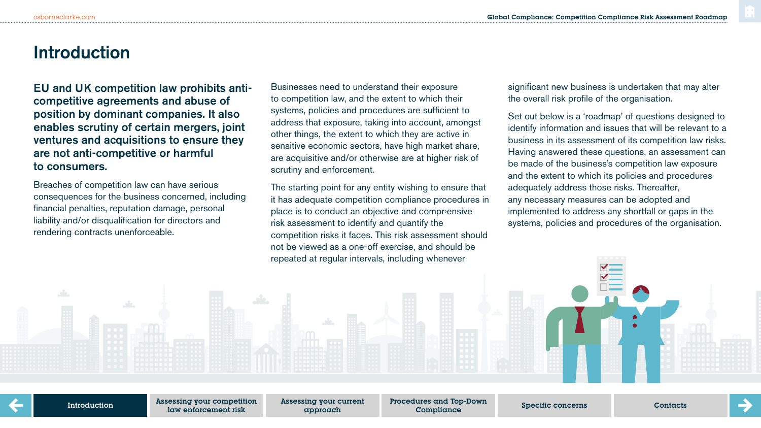# Introduction

**EU and UK competition law prohibits anti-competitive agreements and abuse of position by dominant companies. It also enables scrutiny of certain mergers, joint ventures and acquisitions to ensure they are not anti-competitive or harmful to consumers.**

Breaches of competition law can have serious consequences for the business concerned, including financial penalties, reputation damage, personal liability and/or disqualification for directors and rendering contracts unenforceable.

Businesses need to understand their exposure to competition law, and the extent to which their systems, policies and procedures are sufficient to address that exposure, taking into account, amongst other things, the extent to which they are active in sensitive economic sectors, have high market share, are acquisitive and/or otherwise are at higher risk of scrutiny and enforcement.

The starting point for any entity wishing to ensure that it has adequate competition compliance procedures in place is to conduct an objective and comprehensive risk assessment to identify and quantify the competition risks it faces. This risk assessment should not be viewed as a one-off exercise, and should be repeated at regular intervals, including whenever significant new business is undertaken that may alter the overall risk profile of the organisation.

Set out below is a 'roadmap' of questions designed to identify information and issues that will be relevant to a business in its assessment of its competition law risks. Having answered these questions, an assessment can be made of the business's competition law exposure and the extent to which its policies and procedures adequately address those risks. Thereafter, any necessary measures can be adopted and implemented to address any shortfall or gaps in the systems, policies and procedures of the organisation.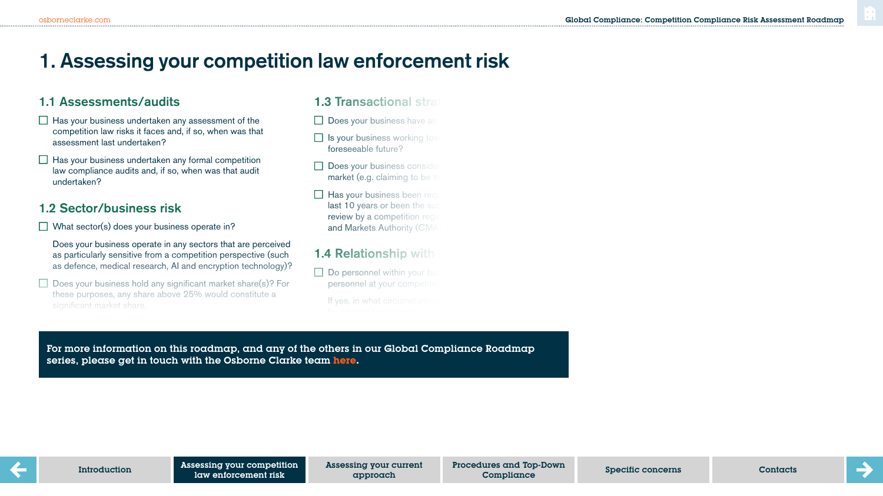# 1. Assessing your competition law enforcement risk

## 1.1 Assessments/audits

- ☐ Has your business undertaken any assessment of the competition law risks it faces and, if so, when was that assessment last undertaken?
- ☐ Has your business undertaken any formal competition law compliance audits and, if so, when was that audit undertaken?

## 1.2 Sector/business risk

- ☐ What sector(s) does your business operate in?

  Does your business operate in any sectors that are perceived as particularly sensitive from a competition perspective (such as defence, medical research, AI and encryption technology)?

- ☐ Does your business hold any significant market share(s)? For these purposes, any share above 25% would constitute a significant market share.

## 1.3 Transactional stra

- ☐ Does your business have an
- ☐ Is your business working tow foreseeable future?
- ☐ Does your business conside market (e.g. claiming to be th
- ☐ Has your business been req last 10 years or been the sub review by a competition regu and Markets Authority (CMA

## 1.4 Relationship with

- ☐ Do personnel within your bu personnel at your competito

  If yes, in what circumstance

**For more information on this roadmap, and any of the others in our Global Compliance Roadmap series, please get in touch with the Osborne Clarke team here.**

Introduction | Assessing your competition law enforcement risk | Assessing your current approach | Procedures and Top-Down Compliance | Specific concerns | Contacts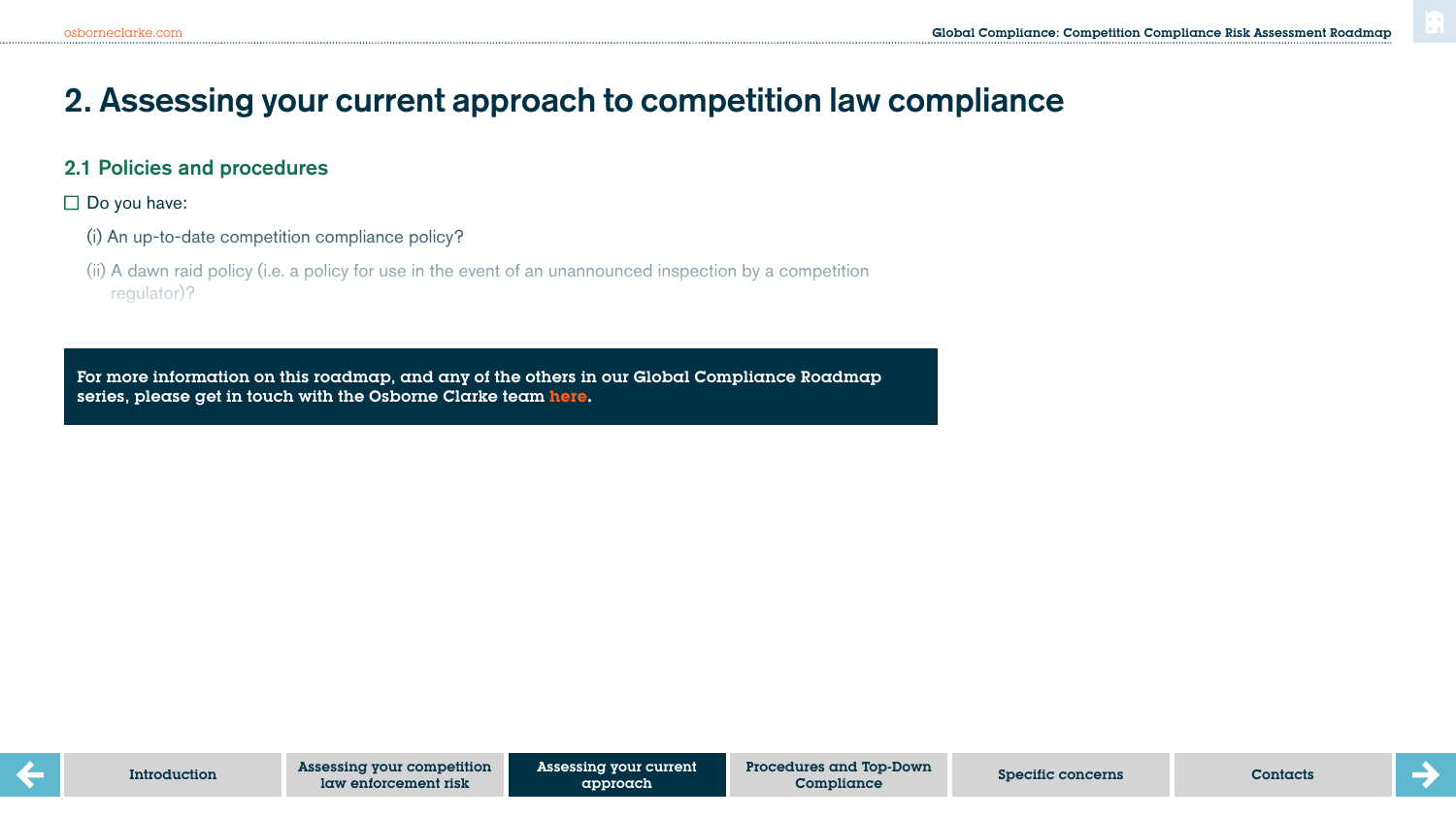# 2. Assessing your current approach to competition law compliance

## 2.1 Policies and procedures

☐ Do you have:

(i) An up-to-date competition compliance policy?

(ii) A dawn raid policy (i.e. a policy for use in the event of an unannounced inspection by a competition regulator)?

**For more information on this roadmap, and any of the others in our Global Compliance Roadmap series, please get in touch with the Osborne Clarke team here.**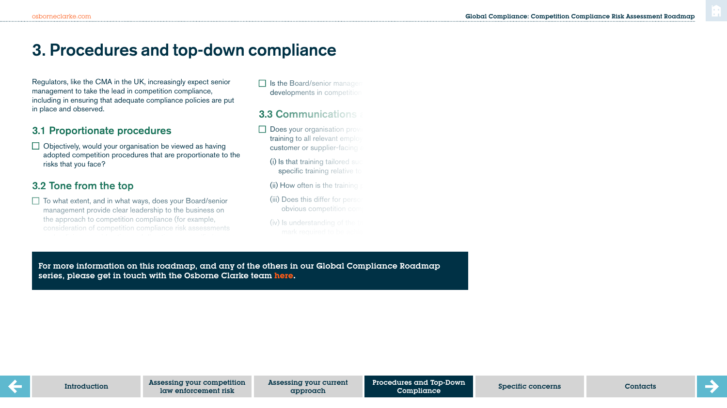# 3. Procedures and top-down compliance

Regulators, like the CMA in the UK, increasingly expect senior management to take the lead in competition compliance, including in ensuring that adequate compliance policies are put in place and observed.

## 3.1 Proportionate procedures

- ☐ Objectively, would your organisation be viewed as having adopted competition procedures that are proportionate to the risks that you face?

## 3.2 Tone from the top

- ☐ To what extent, and in what ways, does your Board/senior management provide clear leadership to the business on the approach to competition compliance (for example, consideration of competition compliance risk assessments

- ☐ Is the Board/senior manage developments in competition

## 3.3 Communications

- ☐ Does your organisation prov training to all relevant employ customer or supplier-facing
  - (i) Is that training tailored su specific training relative to
  - (ii) How often is the training
  - (iii) Does this differ for perso obvious competition conc
  - (iv) Is understanding of the mark required to be

**For more information on this roadmap, and any of the others in our Global Compliance Roadmap series, please get in touch with the Osborne Clarke team here.**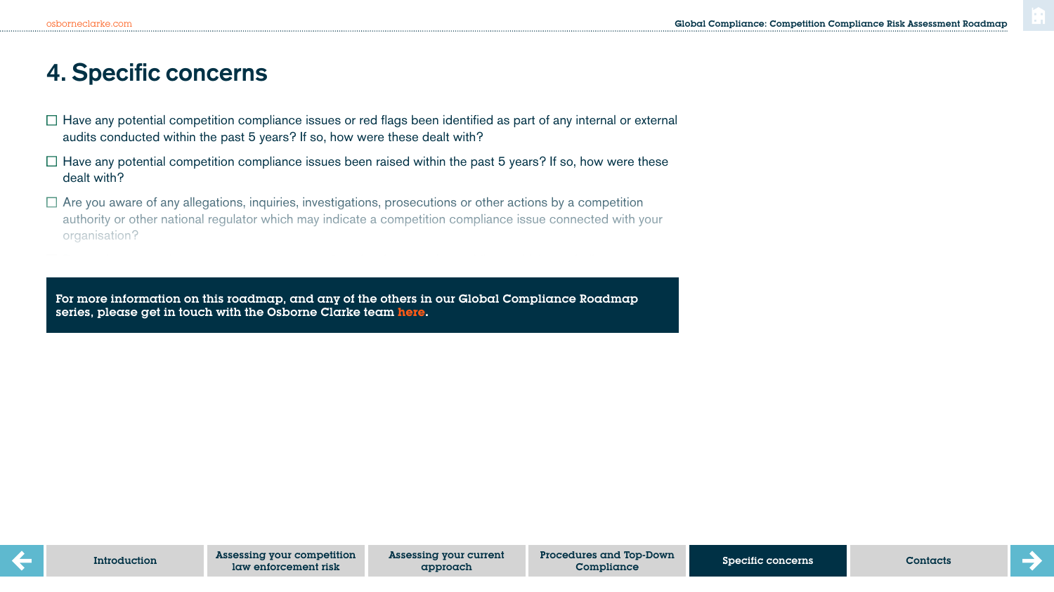# 4. Specific concerns

- ☐ Have any potential competition compliance issues or red flags been identified as part of any internal or external audits conducted within the past 5 years? If so, how were these dealt with?
- ☐ Have any potential competition compliance issues been raised within the past 5 years? If so, how were these dealt with?
- ☐ Are you aware of any allegations, inquiries, investigations, prosecutions or other actions by a competition authority or other national regulator which may indicate a competition compliance issue connected with your organisation?

**For more information on this roadmap, and any of the others in our Global Compliance Roadmap series, please get in touch with the Osborne Clarke team here.**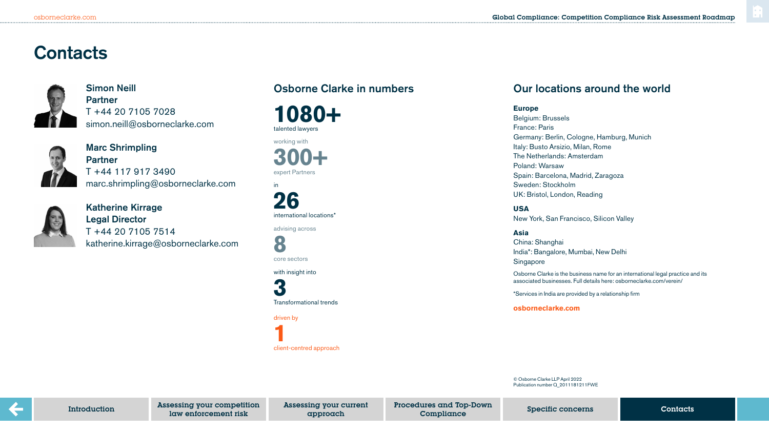# Contacts

**Simon Neill**
**Partner**
T +44 20 7105 7028
simon.neill@osborneclarke.com

**Marc Shrimpling**
**Partner**
T +44 117 917 3490
marc.shrimpling@osborneclarke.com

**Katherine Kirrage**
**Legal Director**
T +44 20 7105 7514
katherine.kirrage@osborneclarke.com

## Osborne Clarke in numbers

**1080+**
talented lawyers

working with

**300+**
expert Partners

in

**26**
international locations*

advising across

**8**
core sectors

with insight into

**3**
Transformational trends

driven by

**1**
client-centred approach

## Our locations around the world

**Europe**
Belgium: Brussels
France: Paris
Germany: Berlin, Cologne, Hamburg, Munich
Italy: Busto Arsizio, Milan, Rome
The Netherlands: Amsterdam
Poland: Warsaw
Spain: Barcelona, Madrid, Zaragoza
Sweden: Stockholm
UK: Bristol, London, Reading

**USA**
New York, San Francisco, Silicon Valley

**Asia**
China: Shanghai
India*: Bangalore, Mumbai, New Delhi
Singapore

Osborne Clarke is the business name for an international legal practice and its associated businesses. Full details here: osborneclarke.com/verein/

*Services in India are provided by a relationship firm

**osborneclarke.com**

© Osborne Clarke LLP April 2022
Publication number Q_2011181211FWE